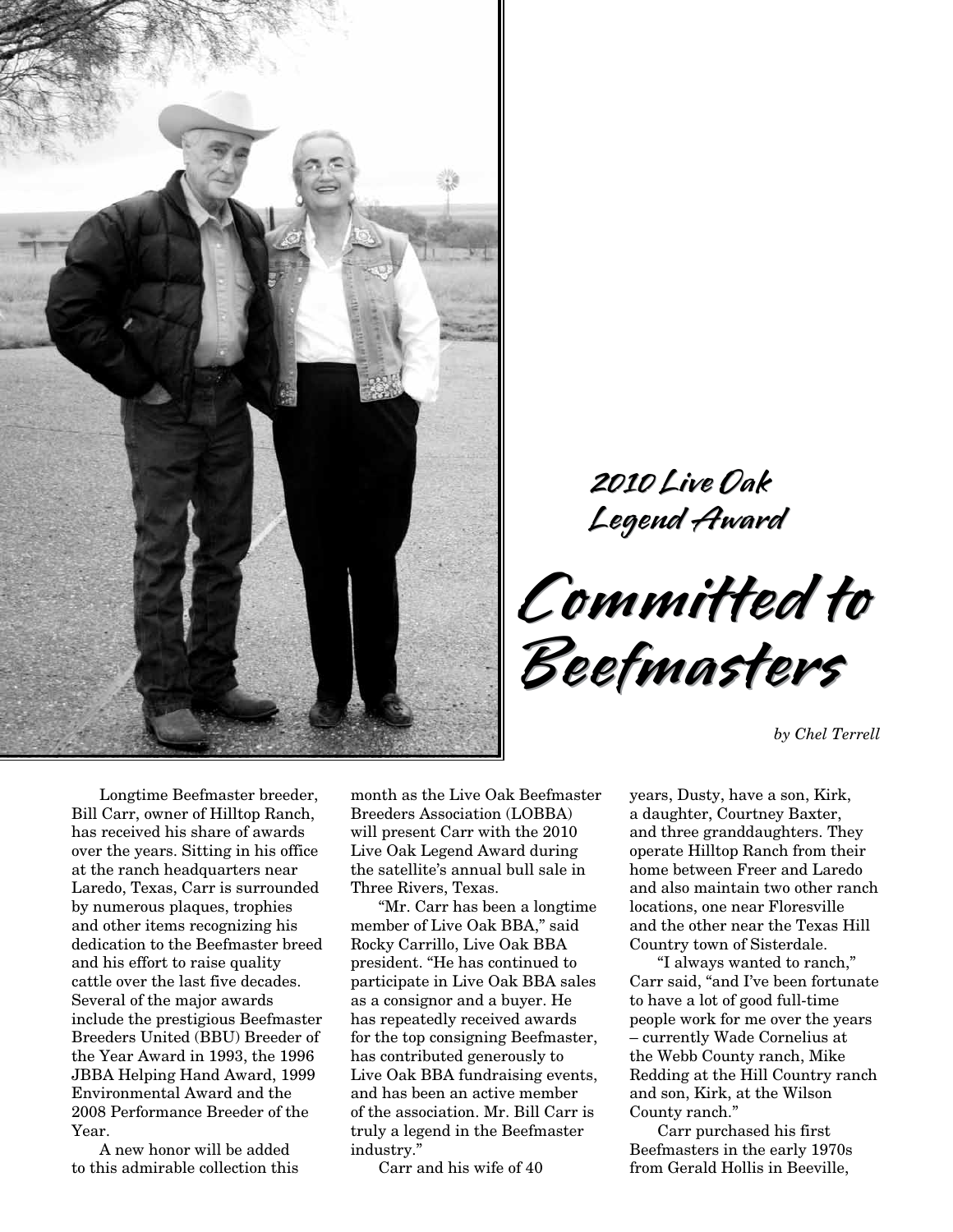## 2010 Live Oak Legend Award

# Committed to Beefmasters

*by Chel Terrell*

Longtime Beefmaster breeder, Bill Carr, owner of Hilltop Ranch, has received his share of awards over the years. Sitting in his office at the ranch headquarters near Laredo, Texas, Carr is surrounded by numerous plaques, trophies and other items recognizing his dedication to the Beefmaster breed and his effort to raise quality cattle over the last five decades. Several of the major awards include the prestigious Beefmaster Breeders United (BBU) Breeder of the Year Award in 1993, the 1996 JBBA Helping Hand Award, 1999 Environmental Award and the 2008 Performance Breeder of the Year.

A new honor will be added to this admirable collection this month as the Live Oak Beefmaster Breeders Association (LOBBA) will present Carr with the 2010 Live Oak Legend Award during the satellite's annual bull sale in Three Rivers, Texas.

"Mr. Carr has been a longtime member of Live Oak BBA," said Rocky Carrillo, Live Oak BBA president. "He has continued to participate in Live Oak BBA sales as a consignor and a buyer. He has repeatedly received awards for the top consigning Beefmaster, has contributed generously to Live Oak BBA fundraising events, and has been an active member of the association. Mr. Bill Carr is truly a legend in the Beefmaster industry."

Carr and his wife of 40 years, Dusty, have a son, Kirk, a daughter, Courtney Baxter, and three granddaughters. They operate Hilltop Ranch from their home between Freer and Laredo and also maintain two other ranch locations, one near Floresville and the other near the Texas Hill Country town of Sisterdale.

"I always wanted to ranch," Carr said, "and I've been fortunate to have a lot of good full-time people work for me over the years – currently Wade Cornelius at the Webb County ranch, Mike Redding at the Hill Country ranch and son, Kirk, at the Wilson County ranch."

Carr purchased his first Beefmasters in the early 1970s from Gerald Hollis in Beeville,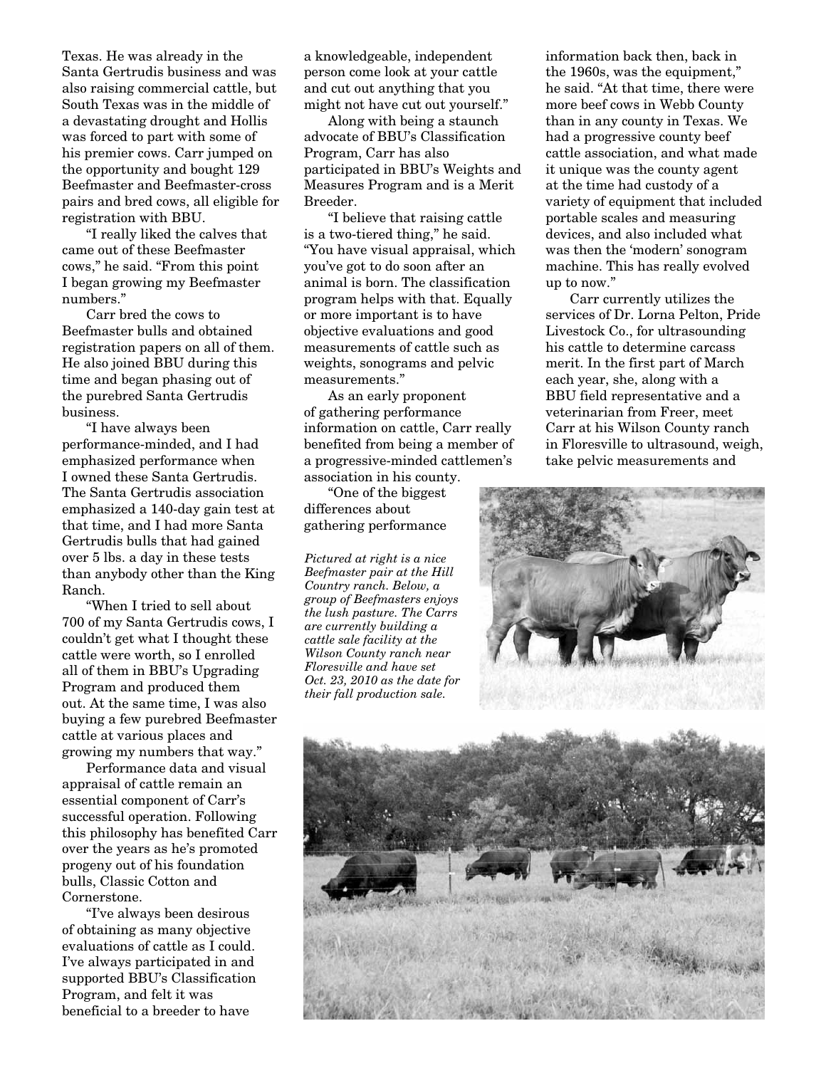Texas. He was already in the Santa Gertrudis business and was also raising commercial cattle, but South Texas was in the middle of a devastating drought and Hollis was forced to part with some of his premier cows. Carr jumped on the opportunity and bought 129 Beefmaster and Beefmaster-cross pairs and bred cows, all eligible for registration with BBU.

"I really liked the calves that came out of these Beefmaster cows," he said. "From this point I began growing my Beefmaster numbers."

Carr bred the cows to Beefmaster bulls and obtained registration papers on all of them. He also joined BBU during this time and began phasing out of the purebred Santa Gertrudis business.

"I have always been performance-minded, and I had emphasized performance when I owned these Santa Gertrudis. The Santa Gertrudis association emphasized a 140-day gain test at that time, and I had more Santa Gertrudis bulls that had gained over 5 lbs. a day in these tests than anybody other than the King Ranch.

"When I tried to sell about 700 of my Santa Gertrudis cows, I couldn't get what I thought these cattle were worth, so I enrolled all of them in BBU's Upgrading Program and produced them out. At the same time, I was also buying a few purebred Beefmaster cattle at various places and growing my numbers that way."

Performance data and visual appraisal of cattle remain an essential component of Carr's successful operation. Following this philosophy has benefited Carr over the years as he's promoted progeny out of his foundation bulls, Classic Cotton and Cornerstone.

"I've always been desirous of obtaining as many objective evaluations of cattle as I could. I've always participated in and supported BBU's Classification Program, and felt it was beneficial to a breeder to have a knowledgeable, independent person come look at your cattle and cut out anything that you might not have cut out yourself."

Along with being a staunch advocate of BBU's Classification Program, Carr has also participated in BBU's Weights and Measures Program and is a Merit Breeder.

"I believe that raising cattle is a two-tiered thing," he said. "You have visual appraisal, which you've got to do soon after an animal is born. The classification program helps with that. Equally or more important is to have objective evaluations and good measurements of cattle such as weights, sonograms and pelvic measurements."

As an early proponent of gathering performance information on cattle, Carr really benefited from being a member of a progressive-minded cattlemen's association in his county.

"One of the biggest differences about gathering performance information back then, back in the 1960s, was the equipment," he said. "At that time, there were more beef cows in Webb County than in any county in Texas. We had a progressive county beef cattle association, and what made it unique was the county agent at the time had custody of a variety of equipment that included portable scales and measuring devices, and also included what was then the 'modern' sonogram machine. This has really evolved up to now."

Carr currently utilizes the services of Dr. Lorna Pelton, Pride Livestock Co., for ultrasounding his cattle to determine carcass merit. In the first part of March each year, she, along with a BBU field representative and a veterinarian from Freer, meet Carr at his Wilson County ranch in Floresville to ultrasound, weigh, take pelvic measurements and

*Pictured at right is a nice Beefmaster pair at the Hill Country ranch. Below, a group of Beefmasters enjoys the lush pasture. The Carrs are currently building a cattle sale facility at the Wilson County ranch near Floresville and have set Oct. 23, 2010 as the date for their fall production sale.*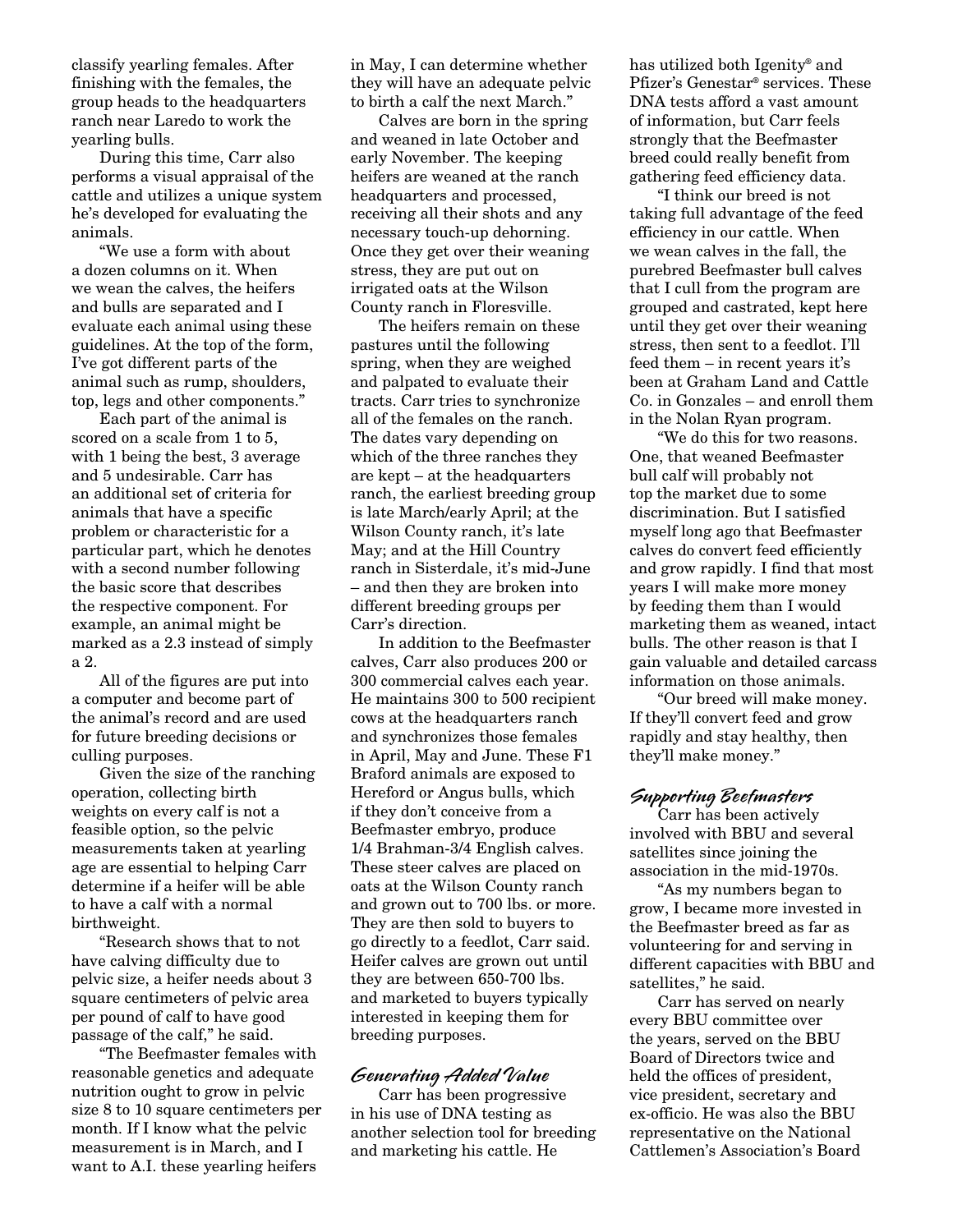classify yearling females. After finishing with the females, the group heads to the headquarters ranch near Laredo to work the yearling bulls.

During this time, Carr also performs a visual appraisal of the cattle and utilizes a unique system he's developed for evaluating the animals.

"We use a form with about a dozen columns on it. When we wean the calves, the heifers and bulls are separated and I evaluate each animal using these guidelines. At the top of the form, I've got different parts of the animal such as rump, shoulders, top, legs and other components."

Each part of the animal is scored on a scale from 1 to 5, with 1 being the best, 3 average and 5 undesirable. Carr has an additional set of criteria for animals that have a specific problem or characteristic for a particular part, which he denotes with a second number following the basic score that describes the respective component. For example, an animal might be marked as a 2.3 instead of simply a 2.

All of the figures are put into a computer and become part of the animal's record and are used for future breeding decisions or culling purposes.

Given the size of the ranching operation, collecting birth weights on every calf is not a feasible option, so the pelvic measurements taken at yearling age are essential to helping Carr determine if a heifer will be able to have a calf with a normal birthweight.

"Research shows that to not have calving difficulty due to pelvic size, a heifer needs about 3 square centimeters of pelvic area per pound of calf to have good passage of the calf," he said.

"The Beefmaster females with reasonable genetics and adequate nutrition ought to grow in pelvic size 8 to 10 square centimeters per month. If I know what the pelvic measurement is in March, and I want to A.I. these yearling heifers in May, I can determine whether they will have an adequate pelvic to birth a calf the next March."

Calves are born in the spring and weaned in late October and early November. The keeping heifers are weaned at the ranch headquarters and processed, receiving all their shots and any necessary touch-up dehorning. Once they get over their weaning stress, they are put out on irrigated oats at the Wilson County ranch in Floresville.

The heifers remain on these pastures until the following spring, when they are weighed and palpated to evaluate their tracts. Carr tries to synchronize all of the females on the ranch. The dates vary depending on which of the three ranches they are kept – at the headquarters ranch, the earliest breeding group is late March/early April; at the Wilson County ranch, it's late May; and at the Hill Country ranch in Sisterdale, it's mid-June – and then they are broken into different breeding groups per Carr's direction.

In addition to the Beefmaster calves, Carr also produces 200 or 300 commercial calves each year. He maintains 300 to 500 recipient cows at the headquarters ranch and synchronizes those females in April, May and June. These F1 Braford animals are exposed to Hereford or Angus bulls, which if they don't conceive from a Beefmaster embryo, produce 1/4 Brahman-3/4 English calves. These steer calves are placed on oats at the Wilson County ranch and grown out to 700 lbs. or more. They are then sold to buyers to go directly to a feedlot, Carr said. Heifer calves are grown out until they are between 650-700 lbs. and marketed to buyers typically interested in keeping them for breeding purposes.

## Generating Added Value

Carr has been progressive in his use of DNA testing as another selection tool for breeding and marketing his cattle. He has utilized both Igenity® and Pfizer's Genestar® services. These DNA tests afford a vast amount of information, but Carr feels strongly that the Beefmaster breed could really benefit from gathering feed efficiency data.

"I think our breed is not taking full advantage of the feed efficiency in our cattle. When we wean calves in the fall, the purebred Beefmaster bull calves that I cull from the program are grouped and castrated, kept here until they get over their weaning stress, then sent to a feedlot. I'll feed them – in recent years it's been at Graham Land and Cattle Co. in Gonzales – and enroll them in the Nolan Ryan program.

"We do this for two reasons. One, that weaned Beefmaster bull calf will probably not top the market due to some discrimination. But I satisfied myself long ago that Beefmaster calves do convert feed efficiently and grow rapidly. I find that most years I will make more money by feeding them than I would marketing them as weaned, intact bulls. The other reason is that I gain valuable and detailed carcass information on those animals.

"Our breed will make money. If they'll convert feed and grow rapidly and stay healthy, then they'll make money."

## Supporting Beefmasters

Carr has been actively involved with BBU and several satellites since joining the association in the mid-1970s.

"As my numbers began to grow, I became more invested in the Beefmaster breed as far as volunteering for and serving in different capacities with BBU and satellites," he said.

Carr has served on nearly every BBU committee over the years, served on the BBU Board of Directors twice and held the offices of president, vice president, secretary and ex-officio. He was also the BBU representative on the National Cattlemen's Association's Board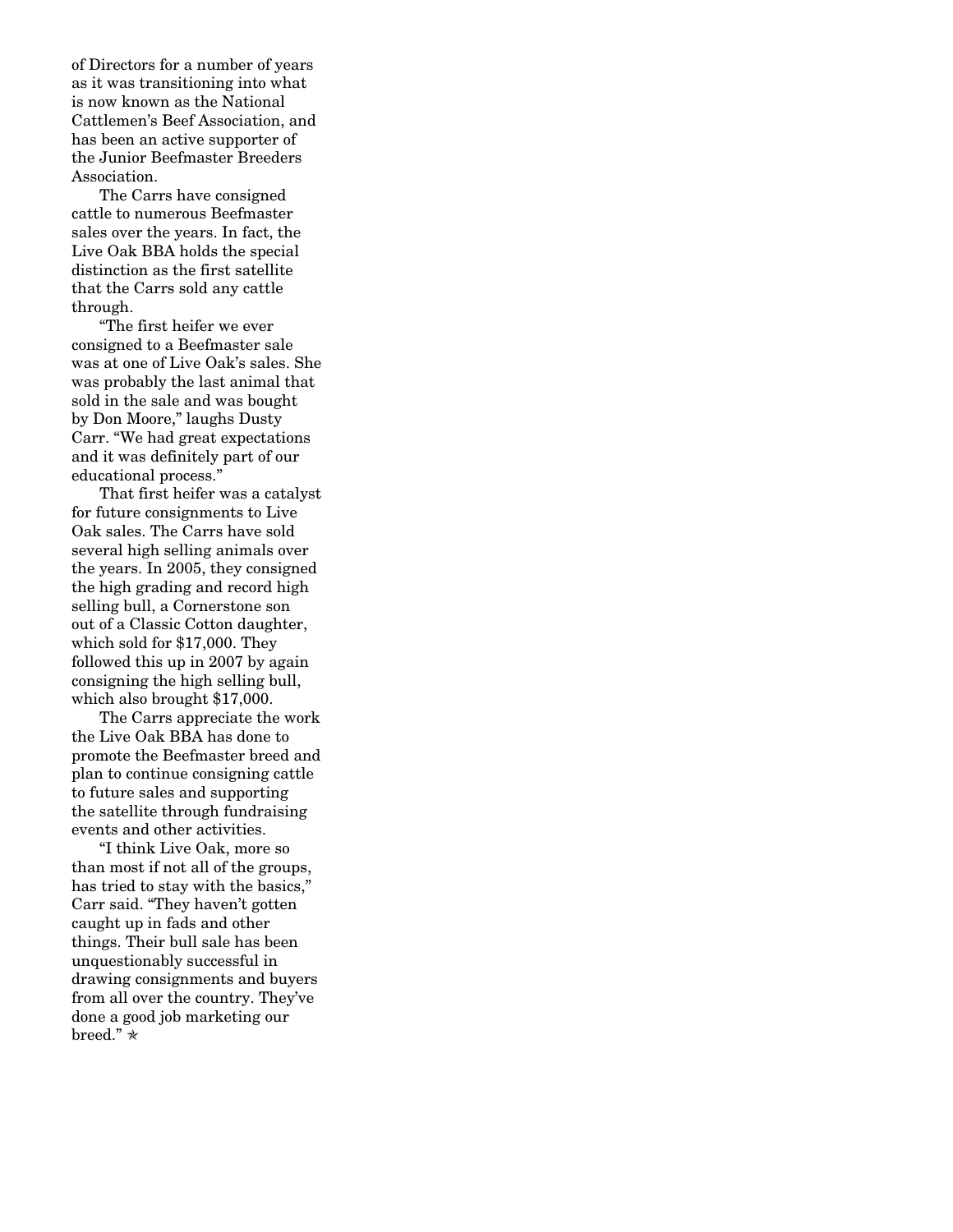of Directors for a number of years as it was transitioning into what is now known as the National Cattlemen's Beef Association, and has been an active supporter of the Junior Beefmaster Breeders Association.

The Carrs have consigned cattle to numerous Beefmaster sales over the years. In fact, the Live Oak BBA holds the special distinction as the first satellite that the Carrs sold any cattle through.

"The first heifer we ever consigned to a Beefmaster sale was at one of Live Oak's sales. She was probably the last animal that sold in the sale and was bought by Don Moore," laughs Dusty Carr. "We had great expectations and it was definitely part of our educational process."

That first heifer was a catalyst for future consignments to Live Oak sales. The Carrs have sold several high selling animals over the years. In 2005, they consigned the high grading and record high selling bull, a Cornerstone son out of a Classic Cotton daughter, which sold for $17,000. They followed this up in 2007 by again consigning the high selling bull, which also brought $17,000.

The Carrs appreciate the work the Live Oak BBA has done to promote the Beefmaster breed and plan to continue consigning cattle to future sales and supporting the satellite through fundraising events and other activities.

"I think Live Oak, more so than most if not all of the groups, has tried to stay with the basics," Carr said. "They haven't gotten caught up in fads and other things. Their bull sale has been unquestionably successful in drawing consignments and buyers from all over the country. They've done a good job marketing our breed." ✯